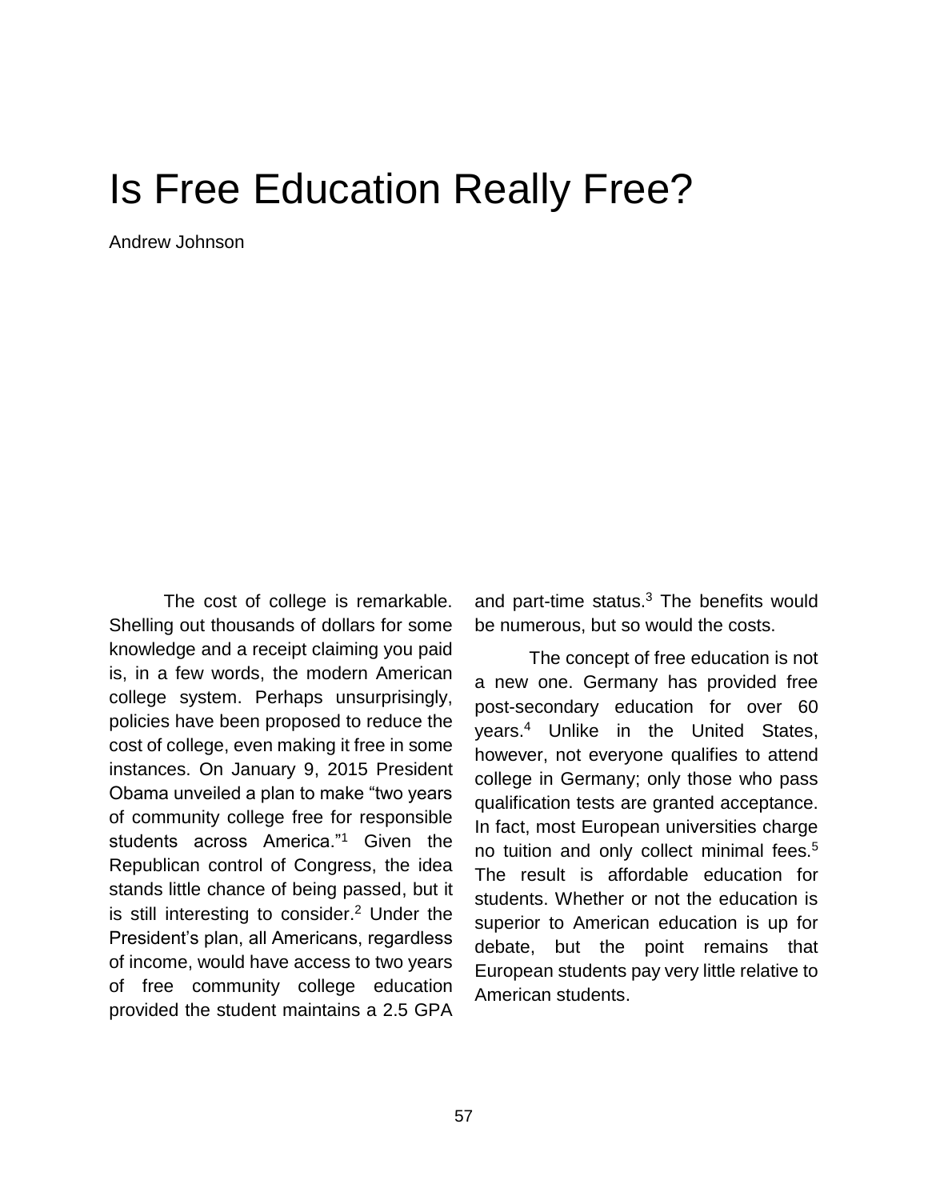# Is Free Education Really Free?

Andrew Johnson

The cost of college is remarkable. Shelling out thousands of dollars for some knowledge and a receipt claiming you paid is, in a few words, the modern American college system. Perhaps unsurprisingly, policies have been proposed to reduce the cost of college, even making it free in some instances. On January 9, 2015 President Obama unveiled a plan to make "two years of community college free for responsible students across America."[1] Given the Republican control of Congress, the idea stands little chance of being passed, but it is still interesting to consider.[2] Under the President's plan, all Americans, regardless of income, would have access to two years of free community college education provided the student maintains a 2.5 GPA and part-time status.[3] The benefits would be numerous, but so would the costs.

The concept of free education is not a new one. Germany has provided free post-secondary education for over 60 years.[4] Unlike in the United States, however, not everyone qualifies to attend college in Germany; only those who pass qualification tests are granted acceptance. In fact, most European universities charge no tuition and only collect minimal fees.[5] The result is affordable education for students. Whether or not the education is superior to American education is up for debate, but the point remains that European students pay very little relative to American students.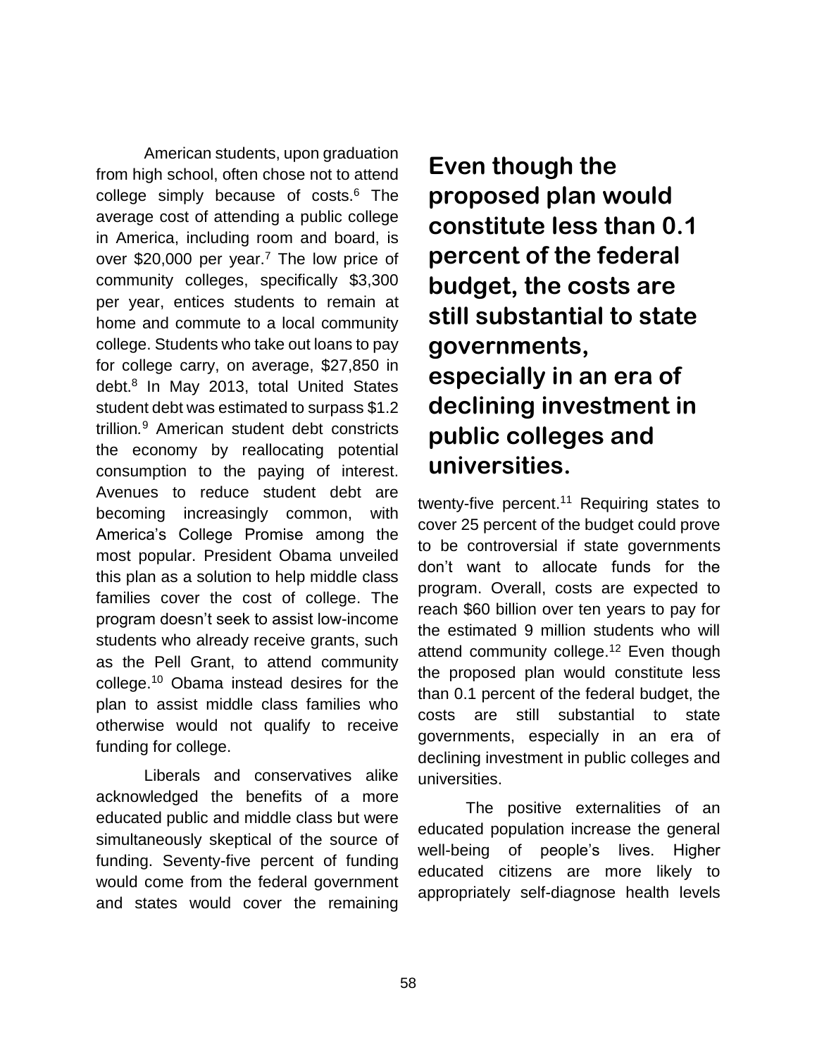American students, upon graduation from high school, often chose not to attend college simply because of costs.[6] The average cost of attending a public college in America, including room and board, is over $20,000 per year.[7] The low price of community colleges, specifically $3,300 per year, entices students to remain at home and commute to a local community college. Students who take out loans to pay for college carry, on average, $27,850 in debt.[8] In May 2013, total United States student debt was estimated to surpass $1.2 trillion.[9] American student debt constricts the economy by reallocating potential consumption to the paying of interest. Avenues to reduce student debt are becoming increasingly common, with America's College Promise among the most popular. President Obama unveiled this plan as a solution to help middle class families cover the cost of college. The program doesn't seek to assist low-income students who already receive grants, such as the Pell Grant, to attend community college.[10] Obama instead desires for the plan to assist middle class families who otherwise would not qualify to receive funding for college.

Liberals and conservatives alike acknowledged the benefits of a more educated public and middle class but were simultaneously skeptical of the source of funding. Seventy-five percent of funding would come from the federal government and states would cover the remaining twenty-five percent.[11] Requiring states to cover 25 percent of the budget could prove to be controversial if state governments don't want to allocate funds for the program. Overall, costs are expected to reach $60 billion over ten years to pay for the estimated 9 million students who will attend community college.[12] Even though the proposed plan would constitute less than 0.1 percent of the federal budget, the costs are still substantial to state governments, especially in an era of declining investment in public colleges and universities.

> **Even though the proposed plan would constitute less than 0.1 percent of the federal budget, the costs are still substantial to state governments, especially in an era of declining investment in public colleges and universities.**

The positive externalities of an educated population increase the general well-being of people's lives. Higher educated citizens are more likely to appropriately self-diagnose health levels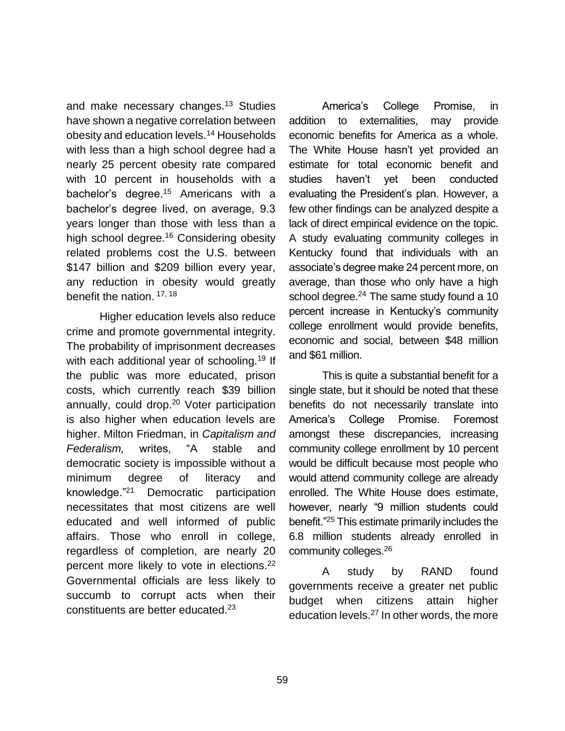and make necessary changes.[13] Studies have shown a negative correlation between obesity and education levels.[14] Households with less than a high school degree had a nearly 25 percent obesity rate compared with 10 percent in households with a bachelor's degree.[15] Americans with a bachelor's degree lived, on average, 9.3 years longer than those with less than a high school degree.[16] Considering obesity related problems cost the U.S. between $147 billion and $209 billion every year, any reduction in obesity would greatly benefit the nation. [17, 18]

Higher education levels also reduce crime and promote governmental integrity. The probability of imprisonment decreases with each additional year of schooling.[19] If the public was more educated, prison costs, which currently reach $39 billion annually, could drop.[20] Voter participation is also higher when education levels are higher. Milton Friedman, in *Capitalism and Federalism,* writes, "A stable and democratic society is impossible without a minimum degree of literacy and knowledge."[21] Democratic participation necessitates that most citizens are well educated and well informed of public affairs. Those who enroll in college, regardless of completion, are nearly 20 percent more likely to vote in elections.[22] Governmental officials are less likely to succumb to corrupt acts when their constituents are better educated.[23]

America's College Promise, in addition to externalities, may provide economic benefits for America as a whole. The White House hasn't yet provided an estimate for total economic benefit and studies haven't yet been conducted evaluating the President's plan. However, a few other findings can be analyzed despite a lack of direct empirical evidence on the topic. A study evaluating community colleges in Kentucky found that individuals with an associate's degree make 24 percent more, on average, than those who only have a high school degree.[24] The same study found a 10 percent increase in Kentucky's community college enrollment would provide benefits, economic and social, between $48 million and $61 million.

This is quite a substantial benefit for a single state, but it should be noted that these benefits do not necessarily translate into America's College Promise. Foremost amongst these discrepancies, increasing community college enrollment by 10 percent would be difficult because most people who would attend community college are already enrolled. The White House does estimate, however, nearly "9 million students could benefit."[25] This estimate primarily includes the 6.8 million students already enrolled in community colleges.[26]

A study by RAND found governments receive a greater net public budget when citizens attain higher education levels.[27] In other words, the more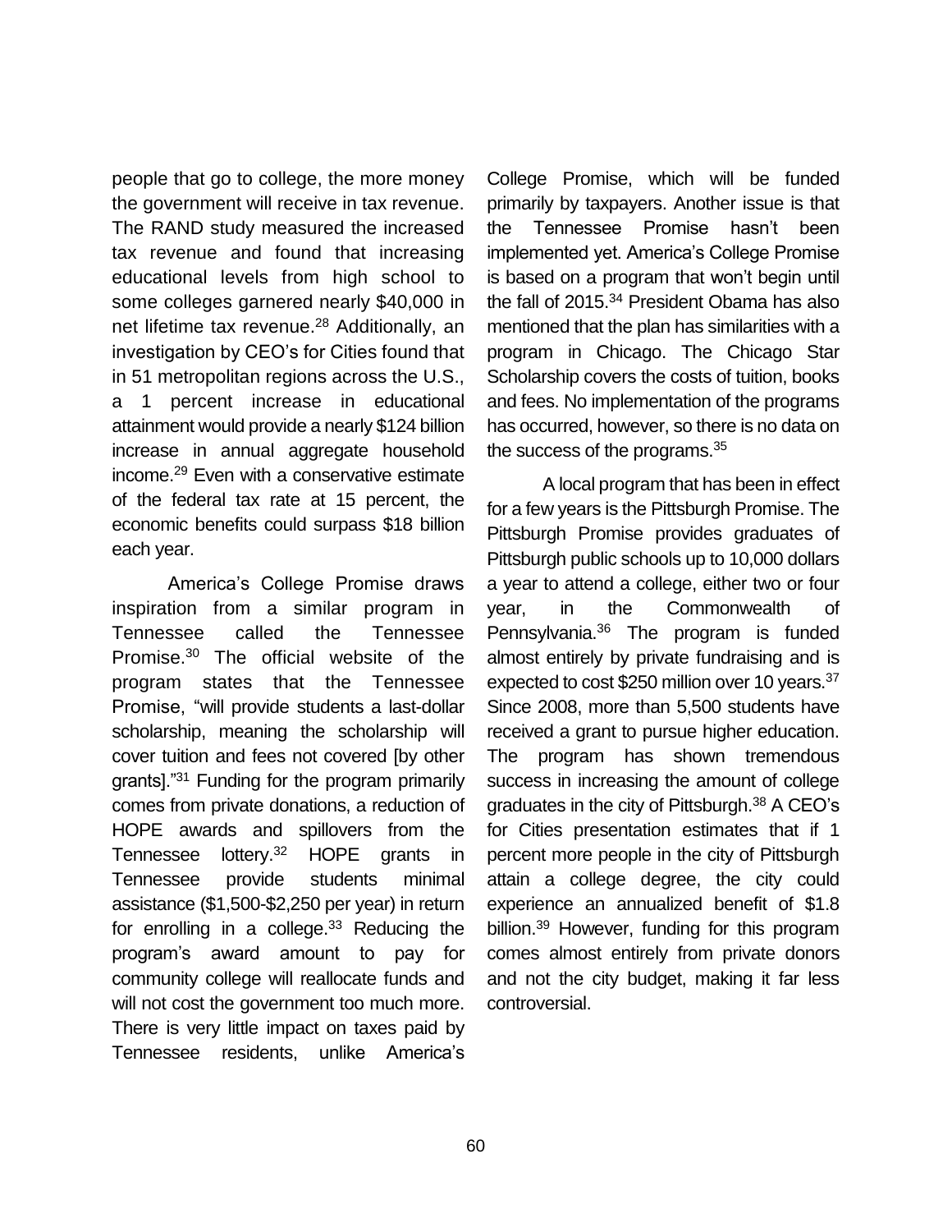people that go to college, the more money the government will receive in tax revenue. The RAND study measured the increased tax revenue and found that increasing educational levels from high school to some colleges garnered nearly $40,000 in net lifetime tax revenue.[28] Additionally, an investigation by CEO's for Cities found that in 51 metropolitan regions across the U.S., a 1 percent increase in educational attainment would provide a nearly $124 billion increase in annual aggregate household income.[29] Even with a conservative estimate of the federal tax rate at 15 percent, the economic benefits could surpass $18 billion each year.

America's College Promise draws inspiration from a similar program in Tennessee called the Tennessee Promise.[30] The official website of the program states that the Tennessee Promise, "will provide students a last-dollar scholarship, meaning the scholarship will cover tuition and fees not covered [by other grants]."[31] Funding for the program primarily comes from private donations, a reduction of HOPE awards and spillovers from the Tennessee lottery.[32] HOPE grants in Tennessee provide students minimal assistance ($1,500-$2,250 per year) in return for enrolling in a college.[33] Reducing the program's award amount to pay for community college will reallocate funds and will not cost the government too much more. There is very little impact on taxes paid by Tennessee residents, unlike America's College Promise, which will be funded primarily by taxpayers. Another issue is that the Tennessee Promise hasn't been implemented yet. America's College Promise is based on a program that won't begin until the fall of 2015.[34] President Obama has also mentioned that the plan has similarities with a program in Chicago. The Chicago Star Scholarship covers the costs of tuition, books and fees. No implementation of the programs has occurred, however, so there is no data on the success of the programs.[35]

A local program that has been in effect for a few years is the Pittsburgh Promise. The Pittsburgh Promise provides graduates of Pittsburgh public schools up to 10,000 dollars a year to attend a college, either two or four year, in the Commonwealth of Pennsylvania.[36] The program is funded almost entirely by private fundraising and is expected to cost $250 million over 10 years.[37] Since 2008, more than 5,500 students have received a grant to pursue higher education. The program has shown tremendous success in increasing the amount of college graduates in the city of Pittsburgh.[38] A CEO's for Cities presentation estimates that if 1 percent more people in the city of Pittsburgh attain a college degree, the city could experience an annualized benefit of $1.8 billion.[39] However, funding for this program comes almost entirely from private donors and not the city budget, making it far less controversial.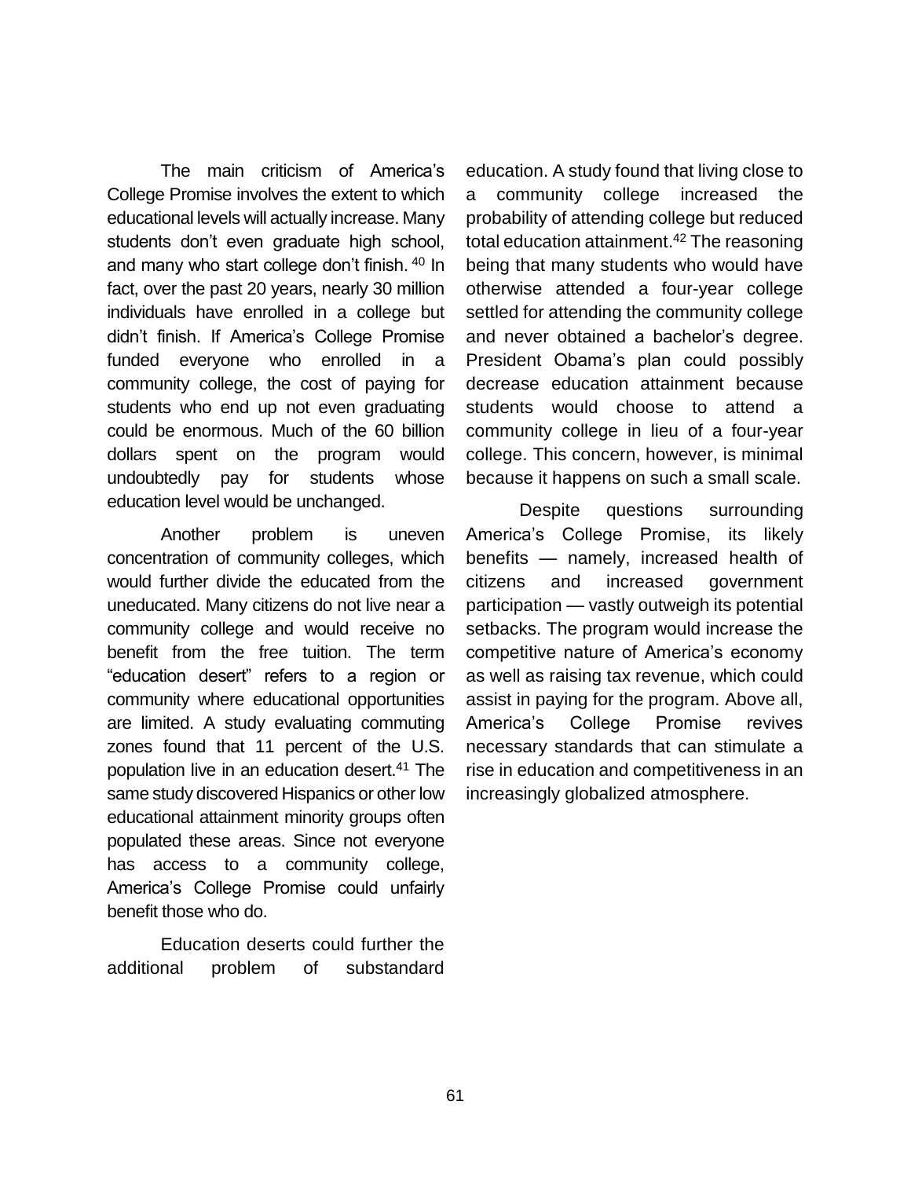The main criticism of America's College Promise involves the extent to which educational levels will actually increase. Many students don't even graduate high school, and many who start college don't finish. [40] In fact, over the past 20 years, nearly 30 million individuals have enrolled in a college but didn't finish. If America's College Promise funded everyone who enrolled in a community college, the cost of paying for students who end up not even graduating could be enormous. Much of the 60 billion dollars spent on the program would undoubtedly pay for students whose education level would be unchanged.

Another problem is uneven concentration of community colleges, which would further divide the educated from the uneducated. Many citizens do not live near a community college and would receive no benefit from the free tuition. The term "education desert" refers to a region or community where educational opportunities are limited. A study evaluating commuting zones found that 11 percent of the U.S. population live in an education desert.[41] The same study discovered Hispanics or other low educational attainment minority groups often populated these areas. Since not everyone has access to a community college, America's College Promise could unfairly benefit those who do.

Education deserts could further the additional problem of substandard education. A study found that living close to a community college increased the probability of attending college but reduced total education attainment.[42] The reasoning being that many students who would have otherwise attended a four-year college settled for attending the community college and never obtained a bachelor's degree. President Obama's plan could possibly decrease education attainment because students would choose to attend a community college in lieu of a four-year college. This concern, however, is minimal because it happens on such a small scale.

Despite questions surrounding America's College Promise, its likely benefits — namely, increased health of citizens and increased government participation — vastly outweigh its potential setbacks. The program would increase the competitive nature of America's economy as well as raising tax revenue, which could assist in paying for the program. Above all, America's College Promise revives necessary standards that can stimulate a rise in education and competitiveness in an increasingly globalized atmosphere.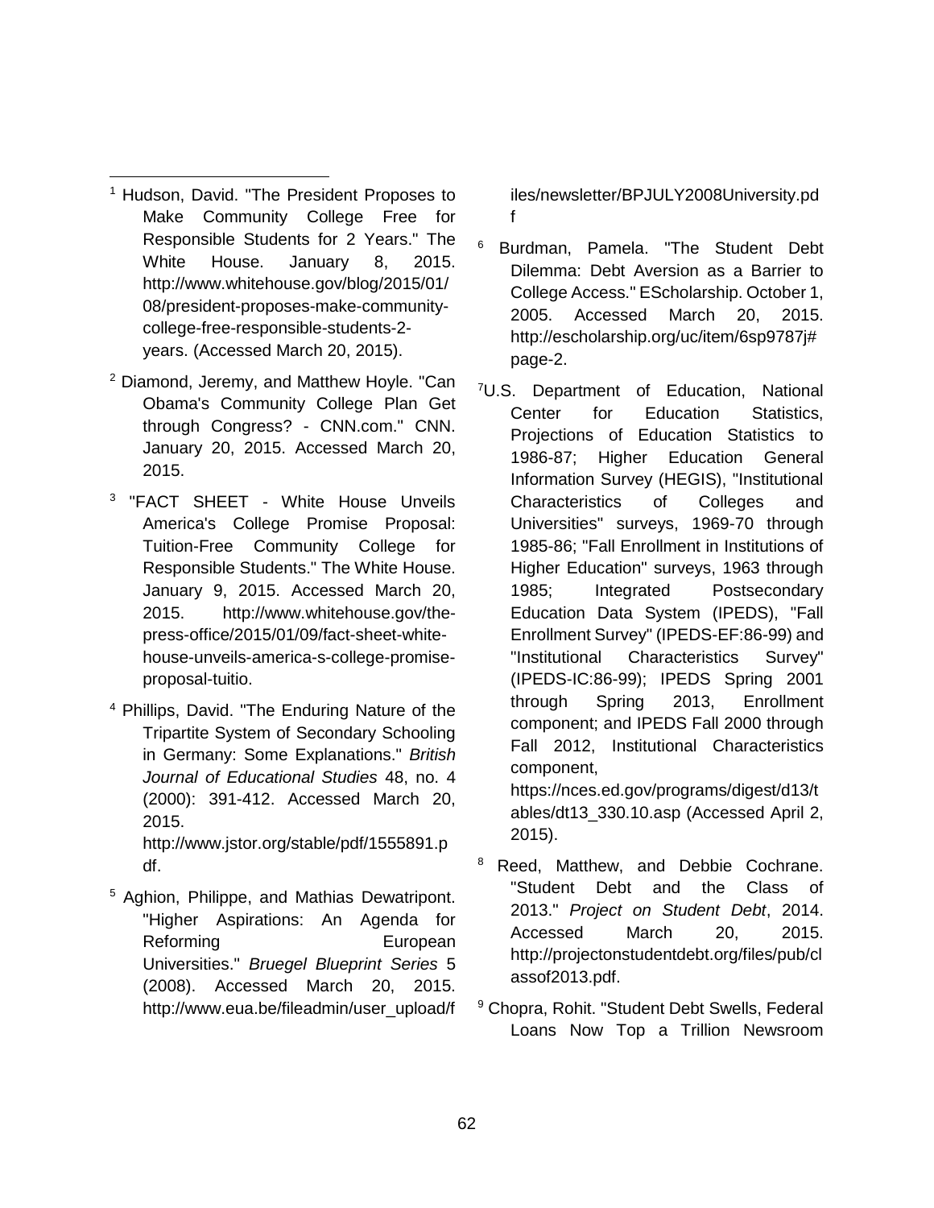[1] Hudson, David. "The President Proposes to Make Community College Free for Responsible Students for 2 Years." The White House. January 8, 2015. http://www.whitehouse.gov/blog/2015/01/08/president-proposes-make-community-college-free-responsible-students-2-years. (Accessed March 20, 2015).

[2] Diamond, Jeremy, and Matthew Hoyle. "Can Obama's Community College Plan Get through Congress? - CNN.com." CNN. January 20, 2015. Accessed March 20, 2015.

[3] "FACT SHEET - White House Unveils America's College Promise Proposal: Tuition-Free Community College for Responsible Students." The White House. January 9, 2015. Accessed March 20, 2015. http://www.whitehouse.gov/the-press-office/2015/01/09/fact-sheet-white-house-unveils-america-s-college-promise-proposal-tuitio.

[4] Phillips, David. "The Enduring Nature of the Tripartite System of Secondary Schooling in Germany: Some Explanations." *British Journal of Educational Studies* 48, no. 4 (2000): 391-412. Accessed March 20, 2015. http://www.jstor.org/stable/pdf/1555891.pdf.

[5] Aghion, Philippe, and Mathias Dewatripont. "Higher Aspirations: An Agenda for Reforming European Universities." *Bruegel Blueprint Series* 5 (2008). Accessed March 20, 2015. http://www.eua.be/fileadmin/user_upload/files/newsletter/BPJULY2008University.pdf

[6] Burdman, Pamela. "The Student Debt Dilemma: Debt Aversion as a Barrier to College Access." EScholarship. October 1, 2005. Accessed March 20, 2015. http://escholarship.org/uc/item/6sp9787j#page-2.

[7] U.S. Department of Education, National Center for Education Statistics, Projections of Education Statistics to 1986-87; Higher Education General Information Survey (HEGIS), "Institutional Characteristics of Colleges and Universities" surveys, 1969-70 through 1985-86; "Fall Enrollment in Institutions of Higher Education" surveys, 1963 through 1985; Integrated Postsecondary Education Data System (IPEDS), "Fall Enrollment Survey" (IPEDS-EF:86-99) and "Institutional Characteristics Survey" (IPEDS-IC:86-99); IPEDS Spring 2001 through Spring 2013, Enrollment component; and IPEDS Fall 2000 through Fall 2012, Institutional Characteristics component, https://nces.ed.gov/programs/digest/d13/tables/dt13_330.10.asp (Accessed April 2, 2015).

[8] Reed, Matthew, and Debbie Cochrane. "Student Debt and the Class of 2013." *Project on Student Debt*, 2014. Accessed March 20, 2015. http://projectonstudentdebt.org/files/pub/classof2013.pdf.

[9] Chopra, Rohit. "Student Debt Swells, Federal Loans Now Top a Trillion Newsroom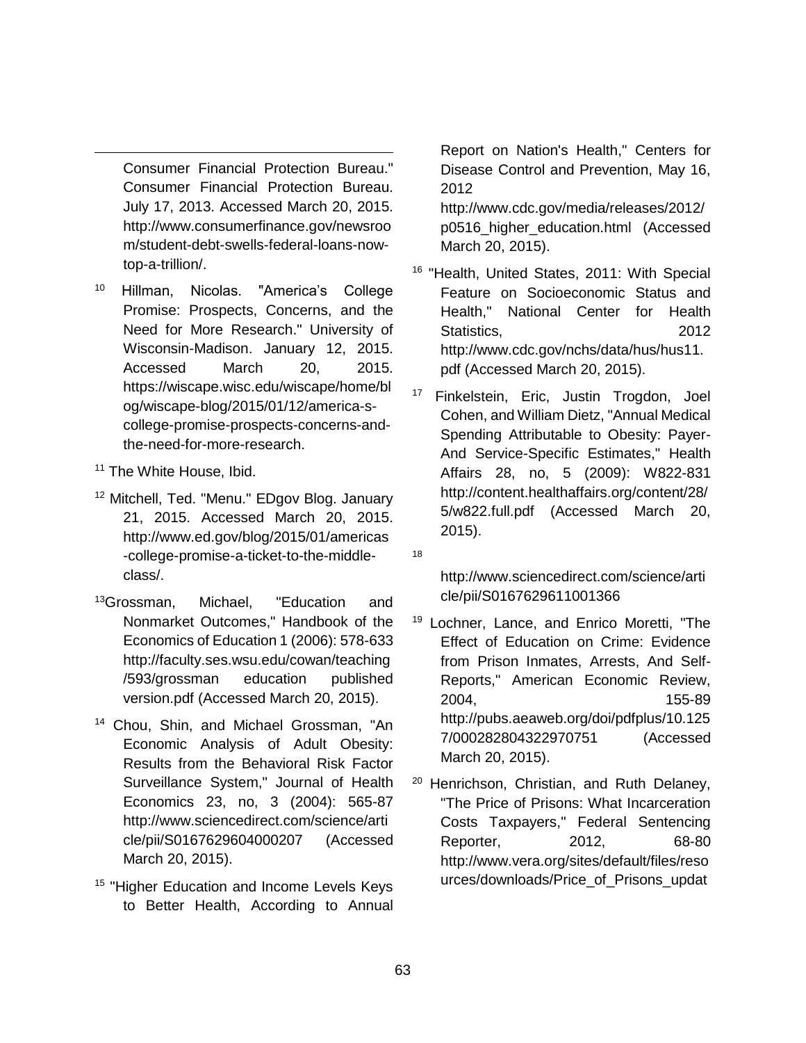Consumer Financial Protection Bureau." Consumer Financial Protection Bureau. July 17, 2013. Accessed March 20, 2015. http://www.consumerfinance.gov/newsroom/student-debt-swells-federal-loans-now-top-a-trillion/.

[10] Hillman, Nicolas. "America's College Promise: Prospects, Concerns, and the Need for More Research." University of Wisconsin-Madison. January 12, 2015. Accessed March 20, 2015. https://wiscape.wisc.edu/wiscape/home/blog/wiscape-blog/2015/01/12/america-s-college-promise-prospects-concerns-and-the-need-for-more-research.

[11] The White House, Ibid.

[12] Mitchell, Ted. "Menu." EDgov Blog. January 21, 2015. Accessed March 20, 2015. http://www.ed.gov/blog/2015/01/americas-college-promise-a-ticket-to-the-middle-class/.

[13] Grossman, Michael, "Education and Nonmarket Outcomes," Handbook of the Economics of Education 1 (2006): 578-633 http://faculty.ses.wsu.edu/cowan/teaching/593/grossman education published version.pdf (Accessed March 20, 2015).

[14] Chou, Shin, and Michael Grossman, "An Economic Analysis of Adult Obesity: Results from the Behavioral Risk Factor Surveillance System," Journal of Health Economics 23, no, 3 (2004): 565-87 http://www.sciencedirect.com/science/article/pii/S0167629604000207 (Accessed March 20, 2015).

[15] "Higher Education and Income Levels Keys to Better Health, According to Annual Report on Nation's Health," Centers for Disease Control and Prevention, May 16, 2012 http://www.cdc.gov/media/releases/2012/p0516_higher_education.html (Accessed March 20, 2015).

[16] "Health, United States, 2011: With Special Feature on Socioeconomic Status and Health," National Center for Health Statistics, 2012 http://www.cdc.gov/nchs/data/hus/hus11.pdf (Accessed March 20, 2015).

[17] Finkelstein, Eric, Justin Trogdon, Joel Cohen, and William Dietz, "Annual Medical Spending Attributable to Obesity: Payer-And Service-Specific Estimates," Health Affairs 28, no, 5 (2009): W822-831 http://content.healthaffairs.org/content/28/5/w822.full.pdf (Accessed March 20, 2015).

[18] http://www.sciencedirect.com/science/article/pii/S0167629611001366

[19] Lochner, Lance, and Enrico Moretti, "The Effect of Education on Crime: Evidence from Prison Inmates, Arrests, And Self-Reports," American Economic Review, 2004, 155-89 http://pubs.aeaweb.org/doi/pdfplus/10.1257/000282804322970751 (Accessed March 20, 2015).

[20] Henrichson, Christian, and Ruth Delaney, "The Price of Prisons: What Incarceration Costs Taxpayers," Federal Sentencing Reporter, 2012, 68-80 http://www.vera.org/sites/default/files/resources/downloads/Price_of_Prisons_updat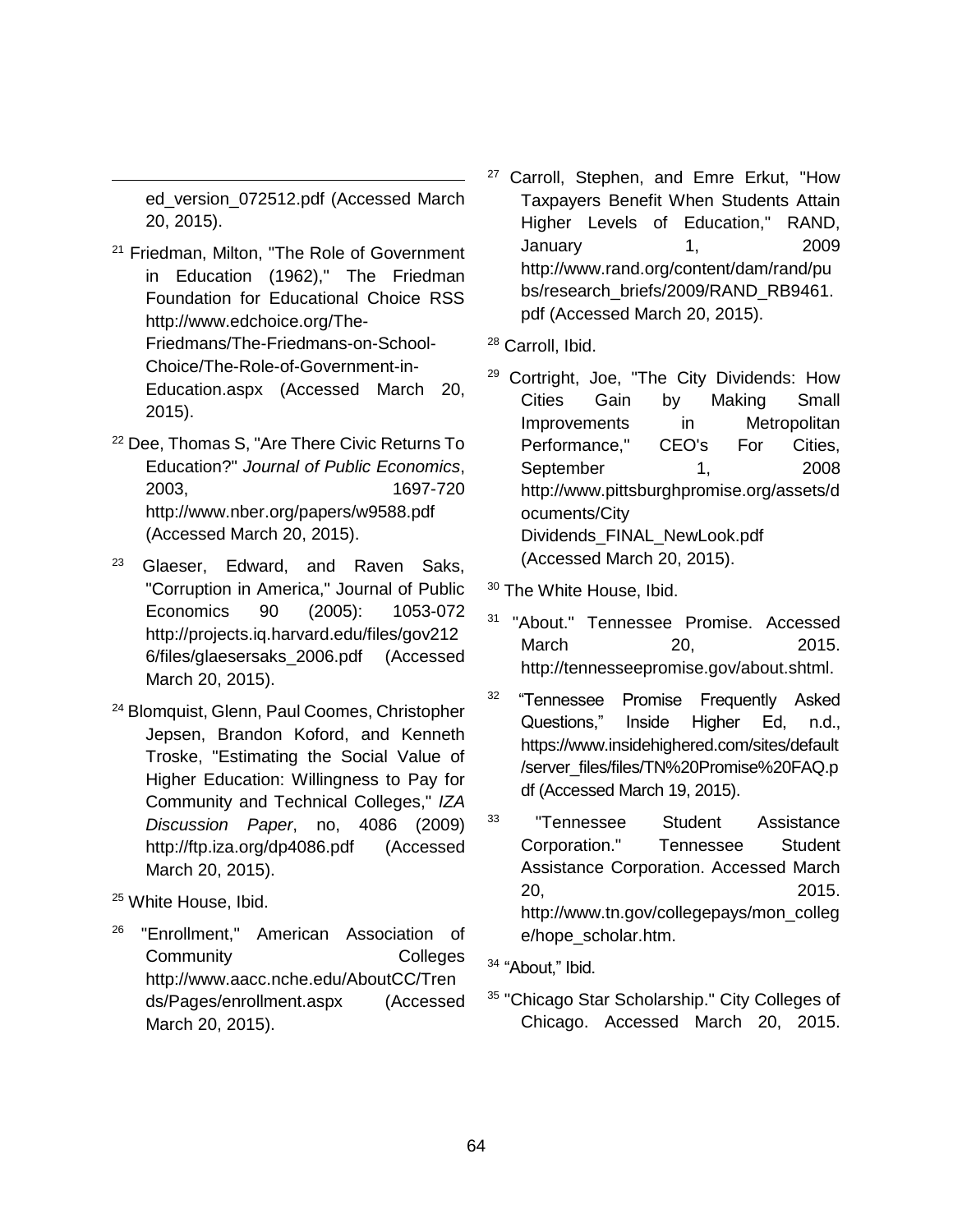ed_version_072512.pdf (Accessed March 20, 2015).

[21] Friedman, Milton, "The Role of Government in Education (1962)," The Friedman Foundation for Educational Choice RSS http://www.edchoice.org/The-Friedmans/The-Friedmans-on-School-Choice/The-Role-of-Government-in-Education.aspx (Accessed March 20, 2015).

[22] Dee, Thomas S, "Are There Civic Returns To Education?" *Journal of Public Economics*, 2003, 1697-720 http://www.nber.org/papers/w9588.pdf (Accessed March 20, 2015).

[23] Glaeser, Edward, and Raven Saks, "Corruption in America," Journal of Public Economics 90 (2005): 1053-072 http://projects.iq.harvard.edu/files/gov2126/files/glaesersaks_2006.pdf (Accessed March 20, 2015).

[24] Blomquist, Glenn, Paul Coomes, Christopher Jepsen, Brandon Koford, and Kenneth Troske, "Estimating the Social Value of Higher Education: Willingness to Pay for Community and Technical Colleges," *IZA Discussion Paper*, no, 4086 (2009) http://ftp.iza.org/dp4086.pdf (Accessed March 20, 2015).

[25] White House, Ibid.

[26] "Enrollment," American Association of Community Colleges http://www.aacc.nche.edu/AboutCC/Trends/Pages/enrollment.aspx (Accessed March 20, 2015).

[27] Carroll, Stephen, and Emre Erkut, "How Taxpayers Benefit When Students Attain Higher Levels of Education," RAND, January 1, 2009 http://www.rand.org/content/dam/rand/pubs/research_briefs/2009/RAND_RB9461.pdf (Accessed March 20, 2015).

[28] Carroll, Ibid.

[29] Cortright, Joe, "The City Dividends: How Cities Gain by Making Small Improvements in Metropolitan Performance," CEO's For Cities, September 1, 2008 http://www.pittsburghpromise.org/assets/documents/City Dividends_FINAL_NewLook.pdf (Accessed March 20, 2015).

[30] The White House, Ibid.

[31] "About." Tennessee Promise. Accessed March 20, 2015. http://tennesseepromise.gov/about.shtml.

[32] "Tennessee Promise Frequently Asked Questions," Inside Higher Ed, n.d., https://www.insidehighered.com/sites/default/server_files/files/TN%20Promise%20FAQ.pdf (Accessed March 19, 2015).

[33] "Tennessee Student Assistance Corporation." Tennessee Student Assistance Corporation. Accessed March 20, 2015. http://www.tn.gov/collegepays/mon_college/hope_scholar.htm.

[34] "About," Ibid.

[35] "Chicago Star Scholarship." City Colleges of Chicago. Accessed March 20, 2015.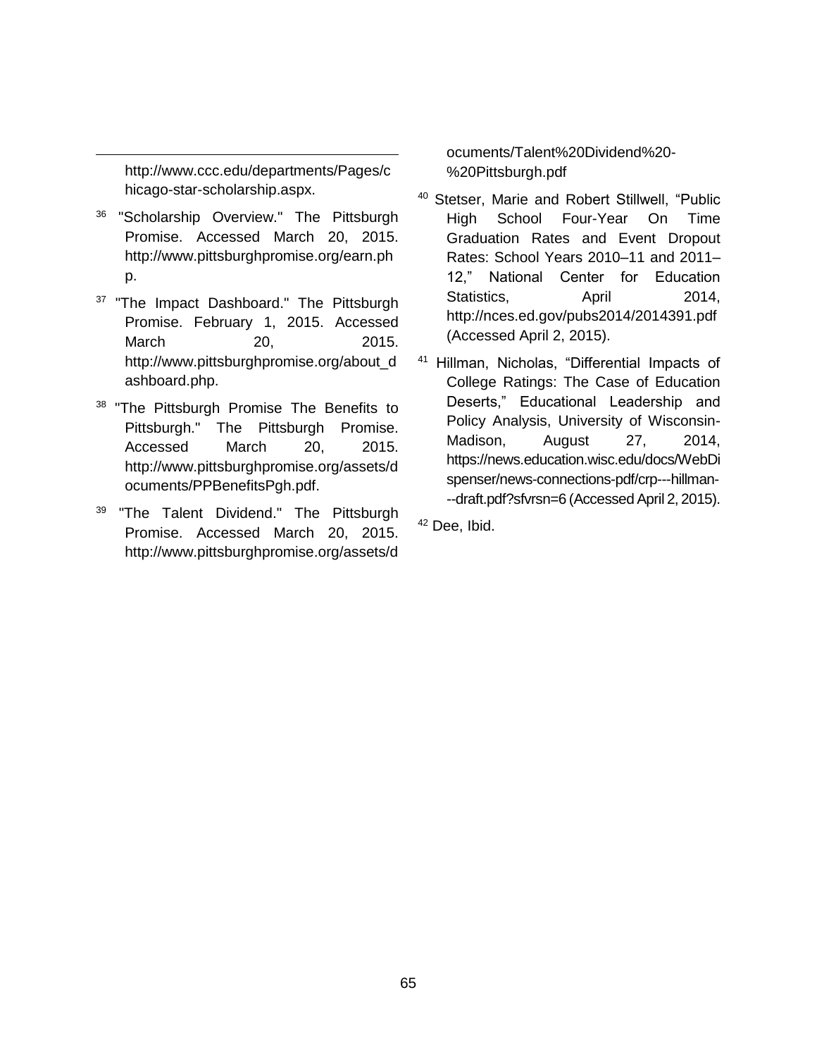http://www.ccc.edu/departments/Pages/chicago-star-scholarship.aspx.

[36] "Scholarship Overview." The Pittsburgh Promise. Accessed March 20, 2015. http://www.pittsburghpromise.org/earn.php.

[37] "The Impact Dashboard." The Pittsburgh Promise. February 1, 2015. Accessed March 20, 2015. http://www.pittsburghpromise.org/about_dashboard.php.

[38] "The Pittsburgh Promise The Benefits to Pittsburgh." The Pittsburgh Promise. Accessed March 20, 2015. http://www.pittsburghpromise.org/assets/documents/PPBenefitsPgh.pdf.

[39] "The Talent Dividend." The Pittsburgh Promise. Accessed March 20, 2015. http://www.pittsburghpromise.org/assets/documents/Talent%20Dividend%20-%20Pittsburgh.pdf

[40] Stetser, Marie and Robert Stillwell, "Public High School Four-Year On Time Graduation Rates and Event Dropout Rates: School Years 2010–11 and 2011–12," National Center for Education Statistics, April 2014, http://nces.ed.gov/pubs2014/2014391.pdf (Accessed April 2, 2015).

[41] Hillman, Nicholas, "Differential Impacts of College Ratings: The Case of Education Deserts," Educational Leadership and Policy Analysis, University of Wisconsin-Madison, August 27, 2014, https://news.education.wisc.edu/docs/WebDispenser/news-connections-pdf/crp---hillman---draft.pdf?sfvrsn=6 (Accessed April 2, 2015).

[42] Dee, Ibid.